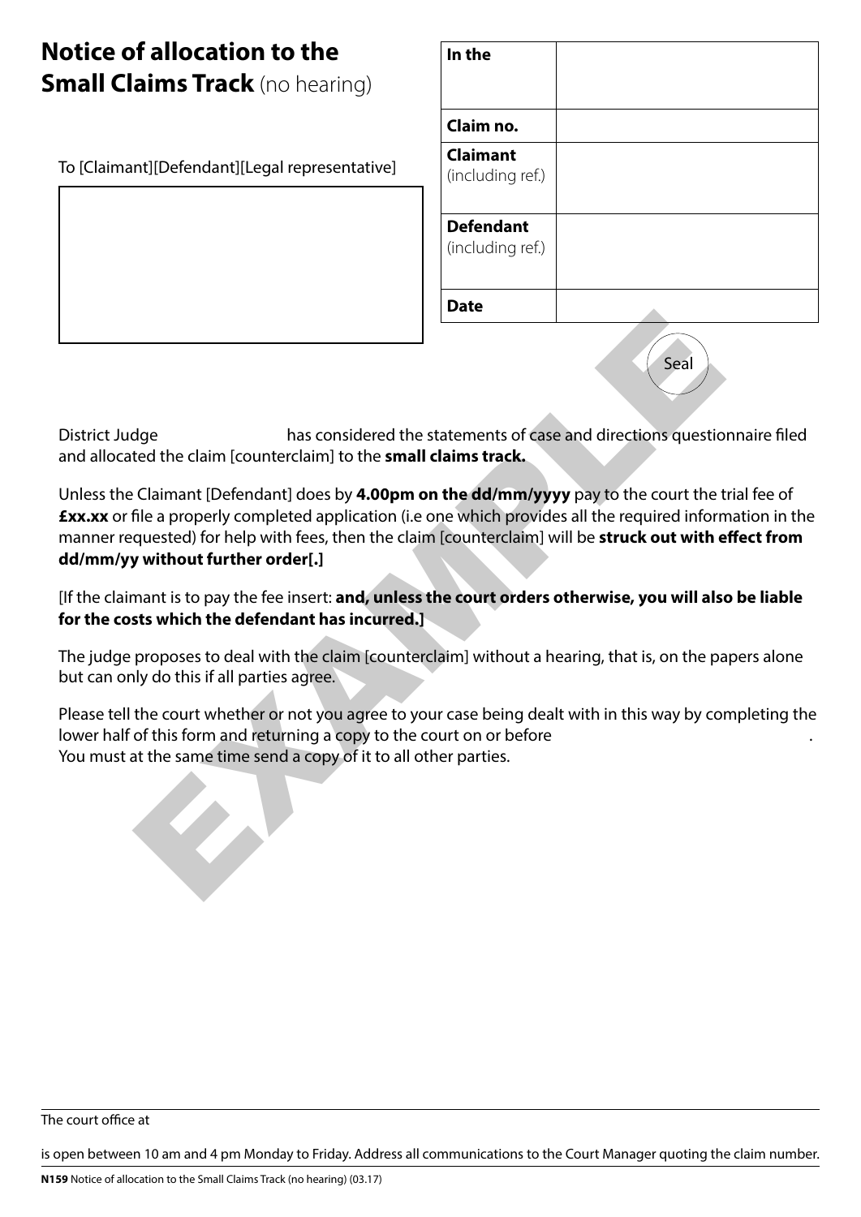# Notice of allocation to the Small Claims Track (no hearing)

To [Claimant][Defendant][Legal representative]

| | |
|---|---|
| **In the** | |
| **Claim no.** | |
| **Claimant** (including ref.) | |
| **Defendant** (including ref.) | |
| **Date** | |

Seal

District Judge has considered the statements of case and directions questionnaire filed and allocated the claim [counterclaim] to the **small claims track.**

Unless the Claimant [Defendant] does by **4.00pm on the dd/mm/yyyy** pay to the court the trial fee of **£xx.xx** or file a properly completed application (i.e one which provides all the required information in the manner requested) for help with fees, then the claim [counterclaim] will be **struck out with effect from dd/mm/yy without further order[.]**

[If the claimant is to pay the fee insert: **and, unless the court orders otherwise, you will also be liable for the costs which the defendant has incurred.]**

The judge proposes to deal with the claim [counterclaim] without a hearing, that is, on the papers alone but can only do this if all parties agree.

Please tell the court whether or not you agree to your case being dealt with in this way by completing the lower half of this form and returning a copy to the court on or before .
You must at the same time send a copy of it to all other parties.

EXAMPLE

The court office at

is open between 10 am and 4 pm Monday to Friday. Address all communications to the Court Manager quoting the claim number.

**N159** Notice of allocation to the Small Claims Track (no hearing) (03.17)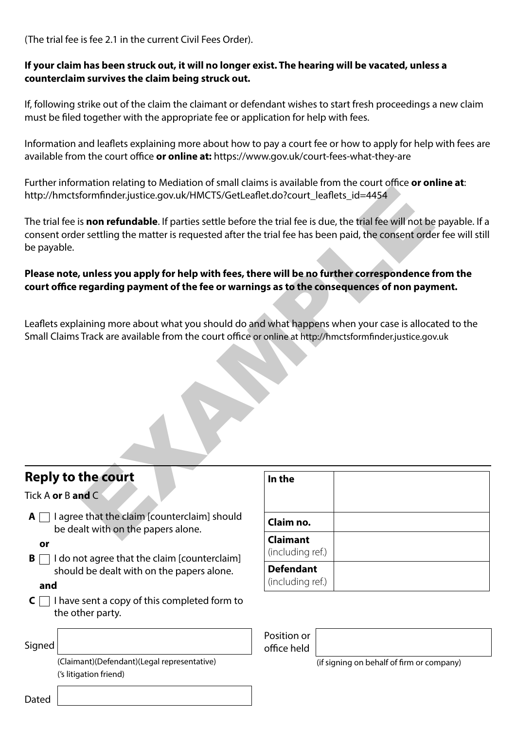(The trial fee is fee 2.1 in the current Civil Fees Order).

**If your claim has been struck out, it will no longer exist. The hearing will be vacated, unless a counterclaim survives the claim being struck out.**

If, following strike out of the claim the claimant or defendant wishes to start fresh proceedings a new claim must be filed together with the appropriate fee or application for help with fees.

Information and leaflets explaining more about how to pay a court fee or how to apply for help with fees are available from the court office **or online at:** https://www.gov.uk/court-fees-what-they-are

Further information relating to Mediation of small claims is available from the court office **or online at**: http://hmctsformfinder.justice.gov.uk/HMCTS/GetLeaflet.do?court_leaflets_id=4454

The trial fee is **non refundable**. If parties settle before the trial fee is due, the trial fee will not be payable. If a consent order settling the matter is requested after the trial fee has been paid, the consent order fee will still be payable.

**Please note, unless you apply for help with fees, there will be no further correspondence from the court office regarding payment of the fee or warnings as to the consequences of non payment.**

Leaflets explaining more about what you should do and what happens when your case is allocated to the Small Claims Track are available from the court office or online at http://hmctsformfinder.justice.gov.uk

EXAMPLE

## Reply to the court

| | |
|---|---|
| **In the** | |
| **Claim no.** | |
| **Claimant** (including ref.) | |
| **Defendant** (including ref.) | |

Tick A **or** B **and** C

**A** ☐ I agree that the claim [counterclaim] should be dealt with on the papers alone.

**or**

**B** ☐ I do not agree that the claim [counterclaim] should be dealt with on the papers alone.

**and**

**C** ☐ I have sent a copy of this completed form to the other party.

Signed ____________________
(Claimant)(Defendant)(Legal representative)
('s litigation friend)

Position or office held ____________________
(if signing on behalf of firm or company)

Dated ____________________